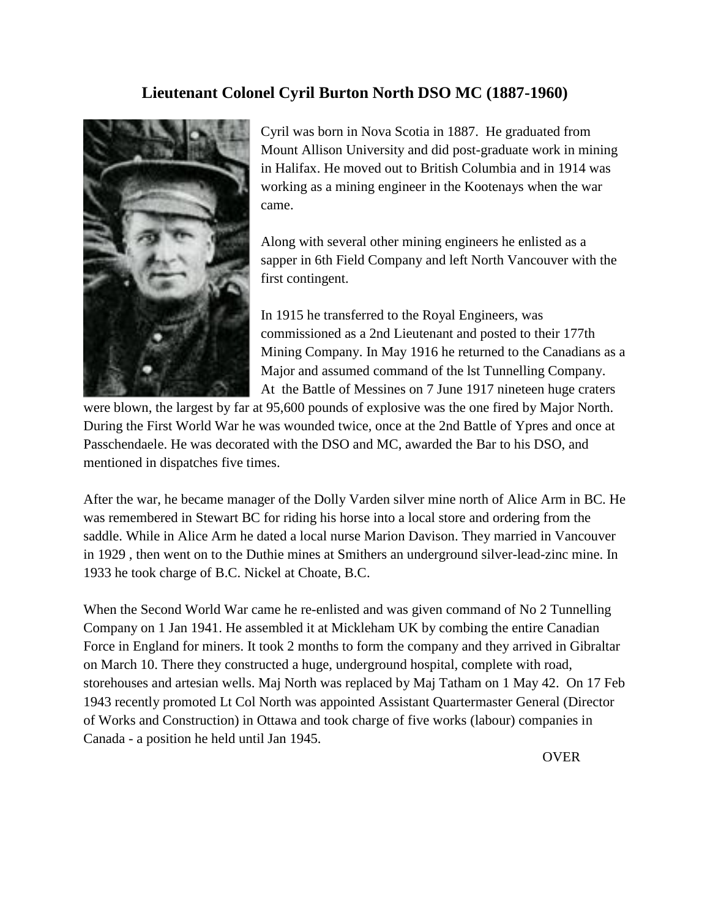# Lieutenant Colonel Cyril Burton North DSO MC (1887-1960)

Cyril was born in Nova Scotia in 1887. He graduated from Mount Allison University and did post-graduate work in mining in Halifax. He moved out to British Columbia and in 1914 was working as a mining engineer in the Kootenays when the war came.

Along with several other mining engineers he enlisted as a sapper in 6th Field Company and left North Vancouver with the first contingent.

In 1915 he transferred to the Royal Engineers, was commissioned as a 2nd Lieutenant and posted to their 177th Mining Company. In May 1916 he returned to the Canadians as a Major and assumed command of the lst Tunnelling Company. At the Battle of Messines on 7 June 1917 nineteen huge craters were blown, the largest by far at 95,600 pounds of explosive was the one fired by Major North. During the First World War he was wounded twice, once at the 2nd Battle of Ypres and once at Passchendaele. He was decorated with the DSO and MC, awarded the Bar to his DSO, and mentioned in dispatches five times.

After the war, he became manager of the Dolly Varden silver mine north of Alice Arm in BC. He was remembered in Stewart BC for riding his horse into a local store and ordering from the saddle. While in Alice Arm he dated a local nurse Marion Davison. They married in Vancouver in 1929 , then went on to the Duthie mines at Smithers an underground silver-lead-zinc mine. In 1933 he took charge of B.C. Nickel at Choate, B.C.

When the Second World War came he re-enlisted and was given command of No 2 Tunnelling Company on 1 Jan 1941. He assembled it at Mickleham UK by combing the entire Canadian Force in England for miners. It took 2 months to form the company and they arrived in Gibraltar on March 10. There they constructed a huge, underground hospital, complete with road, storehouses and artesian wells. Maj North was replaced by Maj Tatham on 1 May 42. On 17 Feb 1943 recently promoted Lt Col North was appointed Assistant Quartermaster General (Director of Works and Construction) in Ottawa and took charge of five works (labour) companies in Canada - a position he held until Jan 1945.

OVER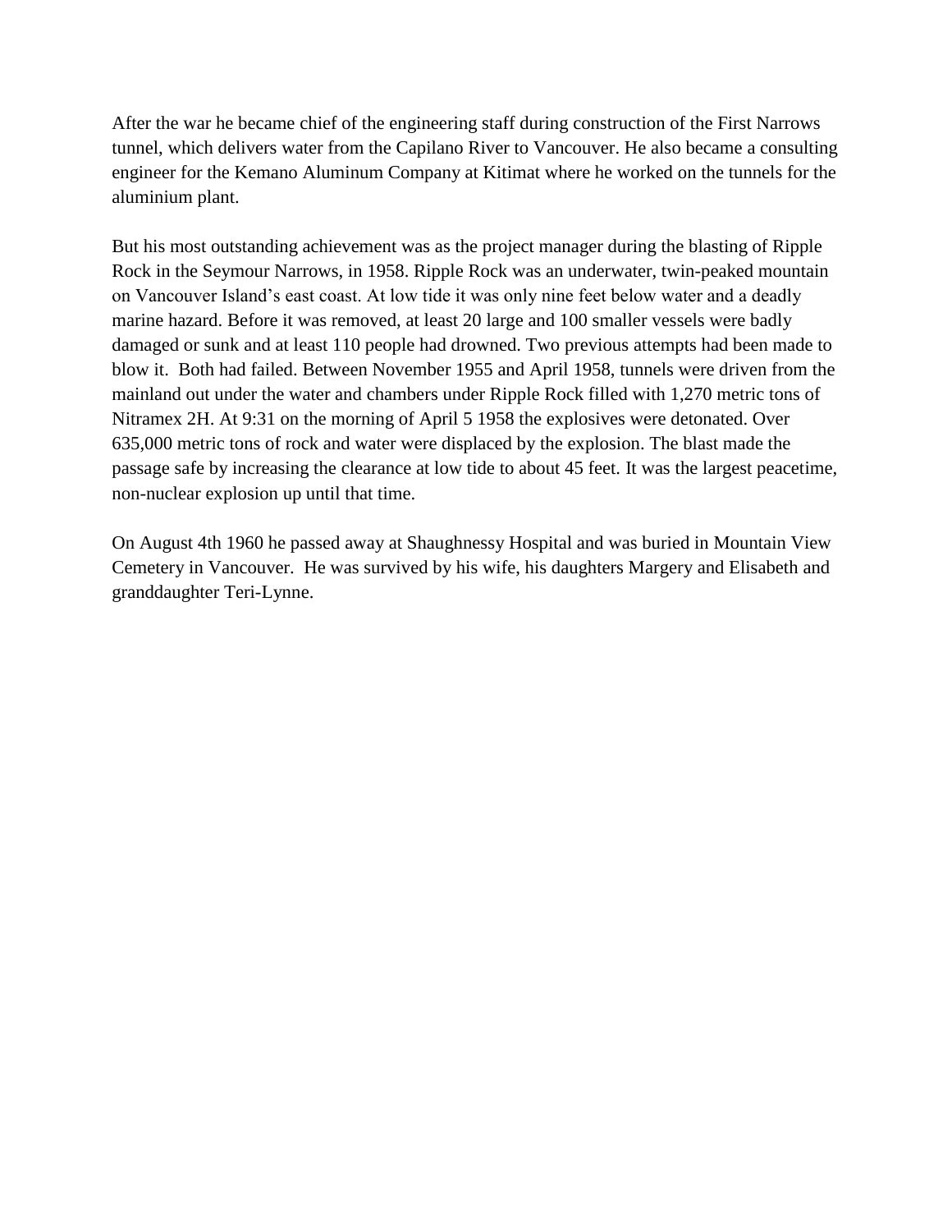After the war he became chief of the engineering staff during construction of the First Narrows tunnel, which delivers water from the Capilano River to Vancouver. He also became a consulting engineer for the Kemano Aluminum Company at Kitimat where he worked on the tunnels for the aluminium plant.

But his most outstanding achievement was as the project manager during the blasting of Ripple Rock in the Seymour Narrows, in 1958. Ripple Rock was an underwater, twin-peaked mountain on Vancouver Island's east coast. At low tide it was only nine feet below water and a deadly marine hazard. Before it was removed, at least 20 large and 100 smaller vessels were badly damaged or sunk and at least 110 people had drowned. Two previous attempts had been made to blow it. Both had failed. Between November 1955 and April 1958, tunnels were driven from the mainland out under the water and chambers under Ripple Rock filled with 1,270 metric tons of Nitramex 2H. At 9:31 on the morning of April 5 1958 the explosives were detonated. Over 635,000 metric tons of rock and water were displaced by the explosion. The blast made the passage safe by increasing the clearance at low tide to about 45 feet. It was the largest peacetime, non-nuclear explosion up until that time.

On August 4th 1960 he passed away at Shaughnessy Hospital and was buried in Mountain View Cemetery in Vancouver. He was survived by his wife, his daughters Margery and Elisabeth and granddaughter Teri-Lynne.